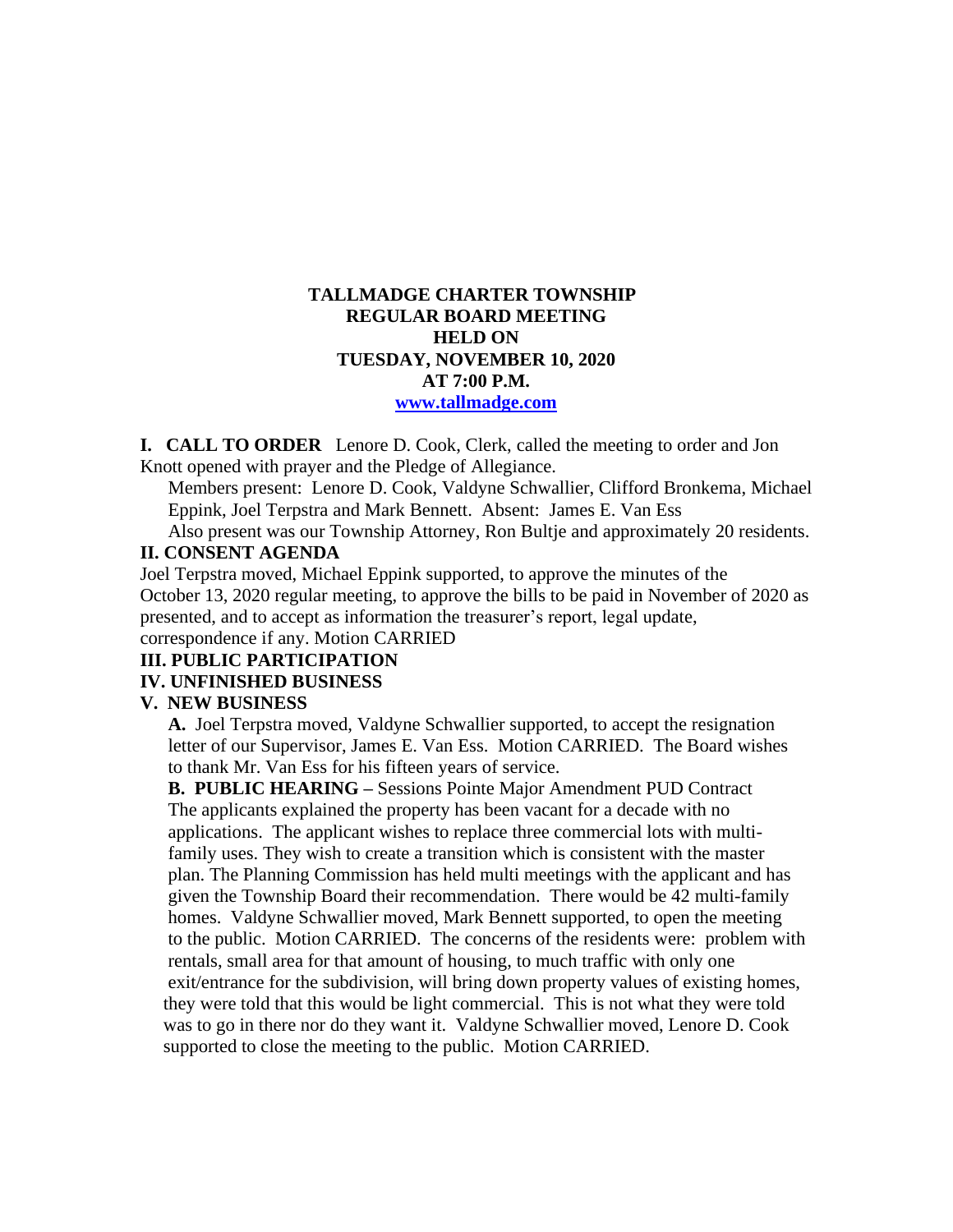**TALLMADGE CHARTER TOWNSHIP**
**REGULAR BOARD MEETING**
**HELD ON**
**TUESDAY, NOVEMBER 10, 2020**
**AT 7:00 P.M.**
**www.tallmadge.com**

**I. CALL TO ORDER** Lenore D. Cook, Clerk, called the meeting to order and Jon Knott opened with prayer and the Pledge of Allegiance.

Members present: Lenore D. Cook, Valdyne Schwallier, Clifford Bronkema, Michael Eppink, Joel Terpstra and Mark Bennett. Absent: James E. Van Ess

Also present was our Township Attorney, Ron Bultje and approximately 20 residents.

**II. CONSENT AGENDA**

Joel Terpstra moved, Michael Eppink supported, to approve the minutes of the October 13, 2020 regular meeting, to approve the bills to be paid in November of 2020 as presented, and to accept as information the treasurer's report, legal update, correspondence if any. Motion CARRIED

**III. PUBLIC PARTICIPATION**

**IV. UNFINISHED BUSINESS**

**V. NEW BUSINESS**

**A.** Joel Terpstra moved, Valdyne Schwallier supported, to accept the resignation letter of our Supervisor, James E. Van Ess. Motion CARRIED. The Board wishes to thank Mr. Van Ess for his fifteen years of service.

**B. PUBLIC HEARING –** Sessions Pointe Major Amendment PUD Contract
The applicants explained the property has been vacant for a decade with no applications. The applicant wishes to replace three commercial lots with multi-family uses. They wish to create a transition which is consistent with the master plan. The Planning Commission has held multi meetings with the applicant and has given the Township Board their recommendation. There would be 42 multi-family homes. Valdyne Schwallier moved, Mark Bennett supported, to open the meeting to the public. Motion CARRIED. The concerns of the residents were: problem with rentals, small area for that amount of housing, to much traffic with only one exit/entrance for the subdivision, will bring down property values of existing homes, they were told that this would be light commercial. This is not what they were told was to go in there nor do they want it. Valdyne Schwallier moved, Lenore D. Cook supported to close the meeting to the public. Motion CARRIED.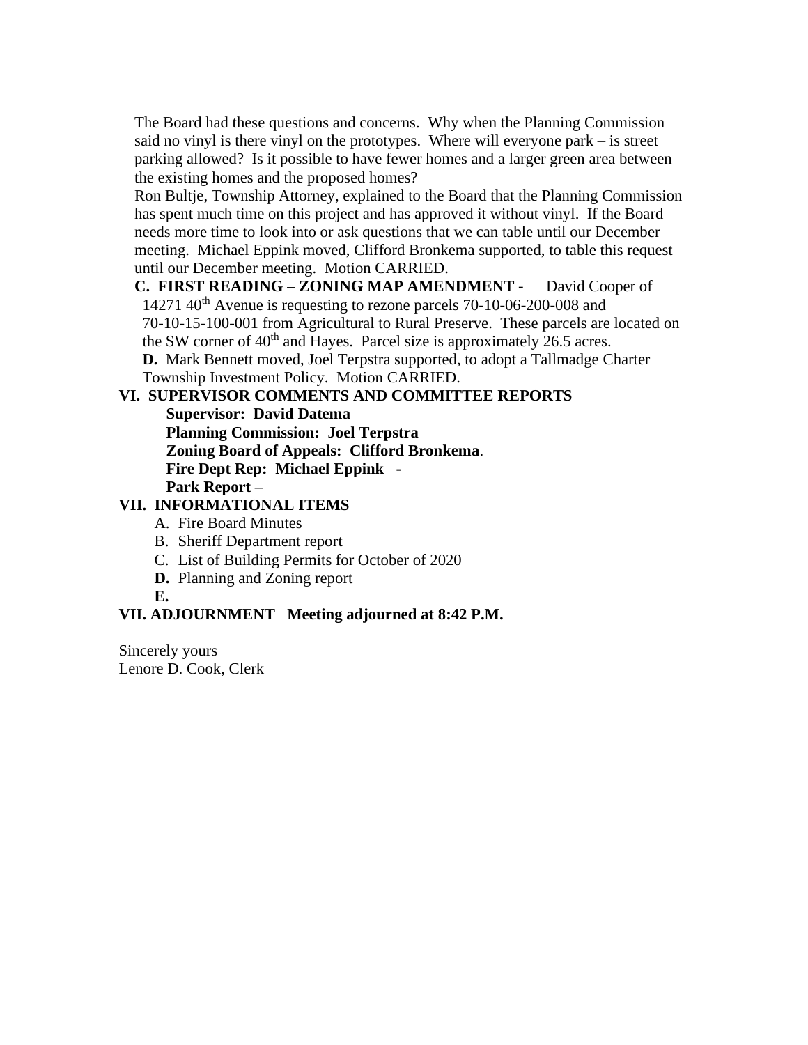The Board had these questions and concerns. Why when the Planning Commission said no vinyl is there vinyl on the prototypes. Where will everyone park – is street parking allowed? Is it possible to have fewer homes and a larger green area between the existing homes and the proposed homes?

Ron Bultje, Township Attorney, explained to the Board that the Planning Commission has spent much time on this project and has approved it without vinyl. If the Board needs more time to look into or ask questions that we can table until our December meeting. Michael Eppink moved, Clifford Bronkema supported, to table this request until our December meeting. Motion CARRIED.

**C. FIRST READING – ZONING MAP AMENDMENT -** David Cooper of 14271 40th Avenue is requesting to rezone parcels 70-10-06-200-008 and 70-10-15-100-001 from Agricultural to Rural Preserve. These parcels are located on the SW corner of 40th and Hayes. Parcel size is approximately 26.5 acres.

**D.** Mark Bennett moved, Joel Terpstra supported, to adopt a Tallmadge Charter Township Investment Policy. Motion CARRIED.

## VI. SUPERVISOR COMMENTS AND COMMITTEE REPORTS

**Supervisor: David Datema**
**Planning Commission: Joel Terpstra**
**Zoning Board of Appeals: Clifford Bronkema**.
**Fire Dept Rep: Michael Eppink -**
**Park Report –**

## VII. INFORMATIONAL ITEMS

A. Fire Board Minutes
B. Sheriff Department report
C. List of Building Permits for October of 2020
**D.** Planning and Zoning report
**E.**

## VII. ADJOURNMENT Meeting adjourned at 8:42 P.M.

Sincerely yours
Lenore D. Cook, Clerk